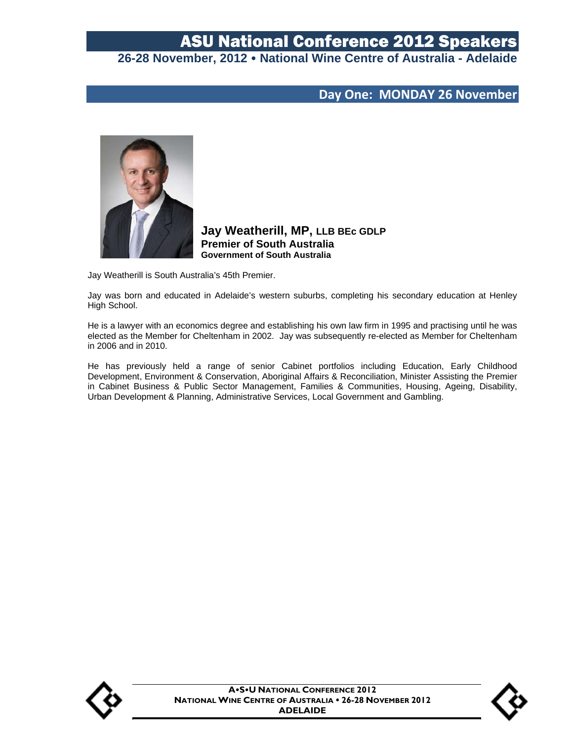# ASU National Conference 2012 Speakers

**26-28 November, 2012 • National Wine Centre of Australia - Adelaide**

## Day One: MONDAY 26 November

**Jay Weatherill, MP, LLB BEc GDLP**
**Premier of South Australia**
**Government of South Australia**

Jay Weatherill is South Australia's 45th Premier.

Jay was born and educated in Adelaide's western suburbs, completing his secondary education at Henley High School.

He is a lawyer with an economics degree and establishing his own law firm in 1995 and practising until he was elected as the Member for Cheltenham in 2002. Jay was subsequently re-elected as Member for Cheltenham in 2006 and in 2010.

He has previously held a range of senior Cabinet portfolios including Education, Early Childhood Development, Environment & Conservation, Aboriginal Affairs & Reconciliation, Minister Assisting the Premier in Cabinet Business & Public Sector Management, Families & Communities, Housing, Ageing, Disability, Urban Development & Planning, Administrative Services, Local Government and Gambling.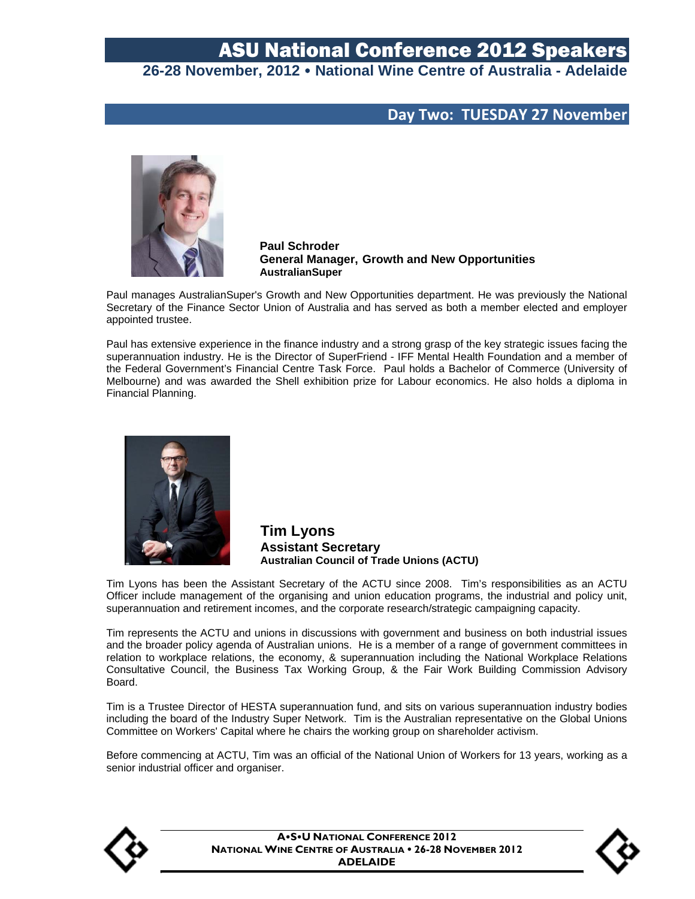## Day Two: TUESDAY 27 November

**Paul Schroder**
**General Manager, Growth and New Opportunities**
**AustralianSuper**

Paul manages AustralianSuper's Growth and New Opportunities department. He was previously the National Secretary of the Finance Sector Union of Australia and has served as both a member elected and employer appointed trustee.

Paul has extensive experience in the finance industry and a strong grasp of the key strategic issues facing the superannuation industry. He is the Director of SuperFriend - IFF Mental Health Foundation and a member of the Federal Government's Financial Centre Task Force. Paul holds a Bachelor of Commerce (University of Melbourne) and was awarded the Shell exhibition prize for Labour economics. He also holds a diploma in Financial Planning.

### Tim Lyons
**Assistant Secretary**
**Australian Council of Trade Unions (ACTU)**

Tim Lyons has been the Assistant Secretary of the ACTU since 2008. Tim's responsibilities as an ACTU Officer include management of the organising and union education programs, the industrial and policy unit, superannuation and retirement incomes, and the corporate research/strategic campaigning capacity.

Tim represents the ACTU and unions in discussions with government and business on both industrial issues and the broader policy agenda of Australian unions. He is a member of a range of government committees in relation to workplace relations, the economy, & superannuation including the National Workplace Relations Consultative Council, the Business Tax Working Group, & the Fair Work Building Commission Advisory Board.

Tim is a Trustee Director of HESTA superannuation fund, and sits on various superannuation industry bodies including the board of the Industry Super Network. Tim is the Australian representative on the Global Unions Committee on Workers' Capital where he chairs the working group on shareholder activism.

Before commencing at ACTU, Tim was an official of the National Union of Workers for 13 years, working as a senior industrial officer and organiser.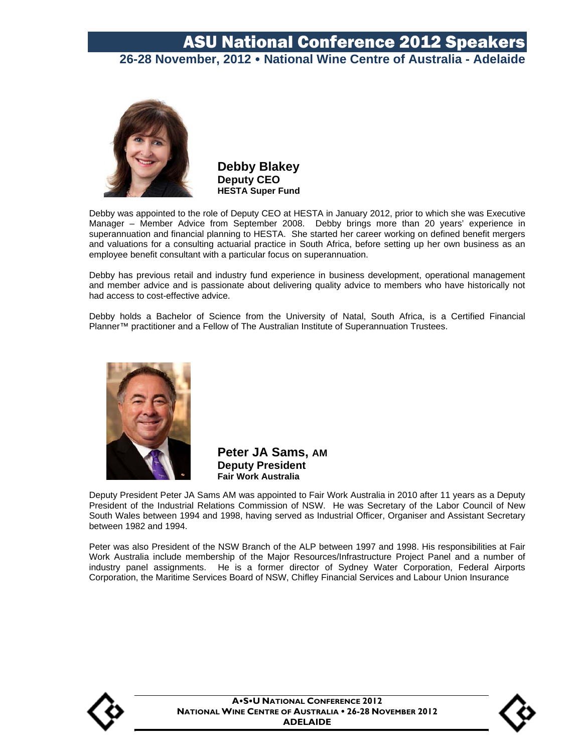**Debby Blakey**
**Deputy CEO**
**HESTA Super Fund**

Debby was appointed to the role of Deputy CEO at HESTA in January 2012, prior to which she was Executive Manager – Member Advice from September 2008. Debby brings more than 20 years' experience in superannuation and financial planning to HESTA. She started her career working on defined benefit mergers and valuations for a consulting actuarial practice in South Africa, before setting up her own business as an employee benefit consultant with a particular focus on superannuation.

Debby has previous retail and industry fund experience in business development, operational management and member advice and is passionate about delivering quality advice to members who have historically not had access to cost-effective advice.

Debby holds a Bachelor of Science from the University of Natal, South Africa, is a Certified Financial Planner™ practitioner and a Fellow of The Australian Institute of Superannuation Trustees.

**Peter JA Sams, AM**
**Deputy President**
**Fair Work Australia**

Deputy President Peter JA Sams AM was appointed to Fair Work Australia in 2010 after 11 years as a Deputy President of the Industrial Relations Commission of NSW. He was Secretary of the Labor Council of New South Wales between 1994 and 1998, having served as Industrial Officer, Organiser and Assistant Secretary between 1982 and 1994.

Peter was also President of the NSW Branch of the ALP between 1997 and 1998. His responsibilities at Fair Work Australia include membership of the Major Resources/Infrastructure Project Panel and a number of industry panel assignments. He is a former director of Sydney Water Corporation, Federal Airports Corporation, the Maritime Services Board of NSW, Chifley Financial Services and Labour Union Insurance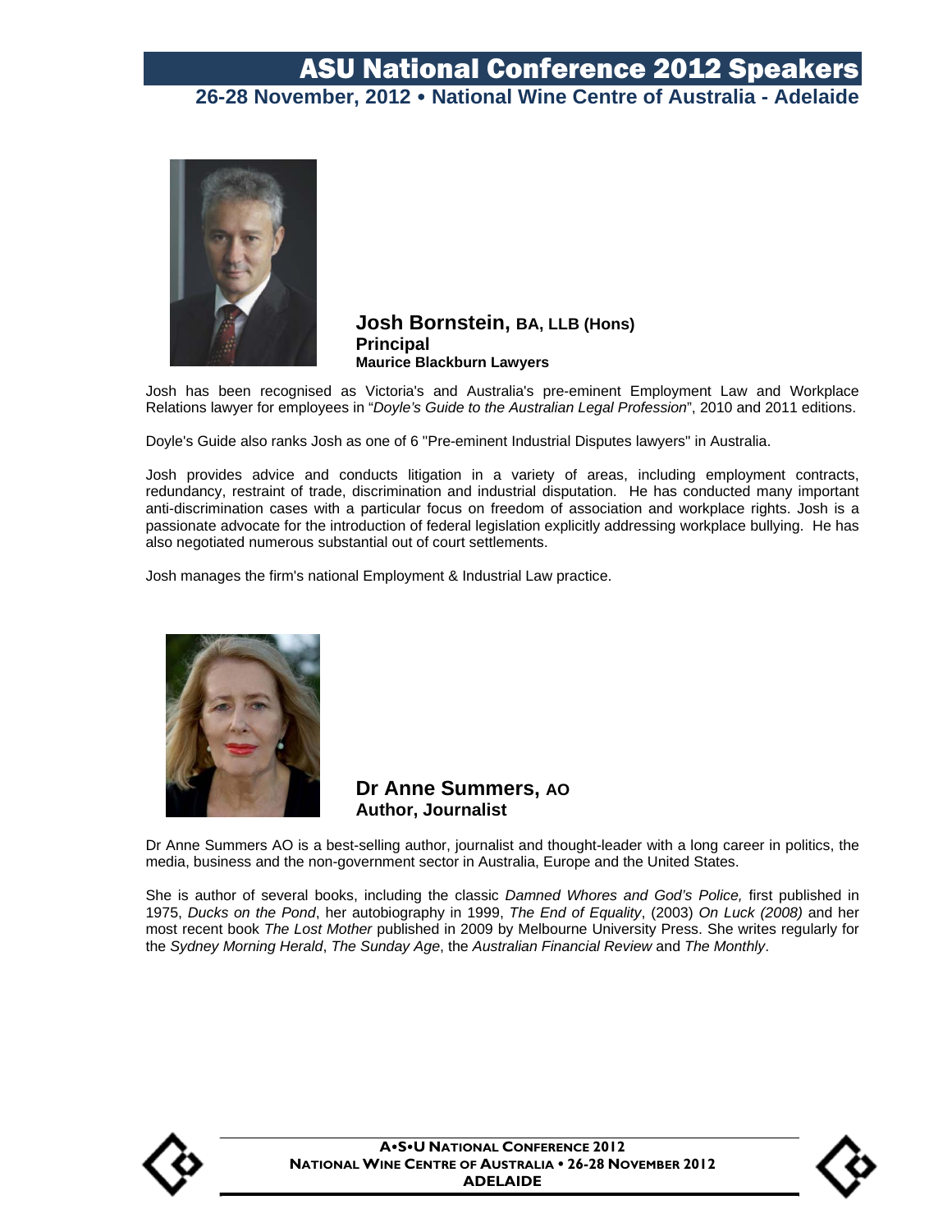# ASU National Conference 2012 Speakers

**26-28 November, 2012 • National Wine Centre of Australia - Adelaide**

### Josh Bornstein, BA, LLB (Hons)
**Principal**
**Maurice Blackburn Lawyers**

Josh has been recognised as Victoria's and Australia's pre-eminent Employment Law and Workplace Relations lawyer for employees in "*Doyle's Guide to the Australian Legal Profession*", 2010 and 2011 editions.

Doyle's Guide also ranks Josh as one of 6 "Pre-eminent Industrial Disputes lawyers" in Australia.

Josh provides advice and conducts litigation in a variety of areas, including employment contracts, redundancy, restraint of trade, discrimination and industrial disputation. He has conducted many important anti-discrimination cases with a particular focus on freedom of association and workplace rights. Josh is a passionate advocate for the introduction of federal legislation explicitly addressing workplace bullying. He has also negotiated numerous substantial out of court settlements.

Josh manages the firm's national Employment & Industrial Law practice.

### Dr Anne Summers, AO
**Author, Journalist**

Dr Anne Summers AO is a best-selling author, journalist and thought-leader with a long career in politics, the media, business and the non-government sector in Australia, Europe and the United States.

She is author of several books, including the classic *Damned Whores and God's Police,* first published in 1975, *Ducks on the Pond*, her autobiography in 1999, *The End of Equality*, (2003) *On Luck (2008)* and her most recent book *The Lost Mother* published in 2009 by Melbourne University Press. She writes regularly for the *Sydney Morning Herald*, *The Sunday Age*, the *Australian Financial Review* and *The Monthly*.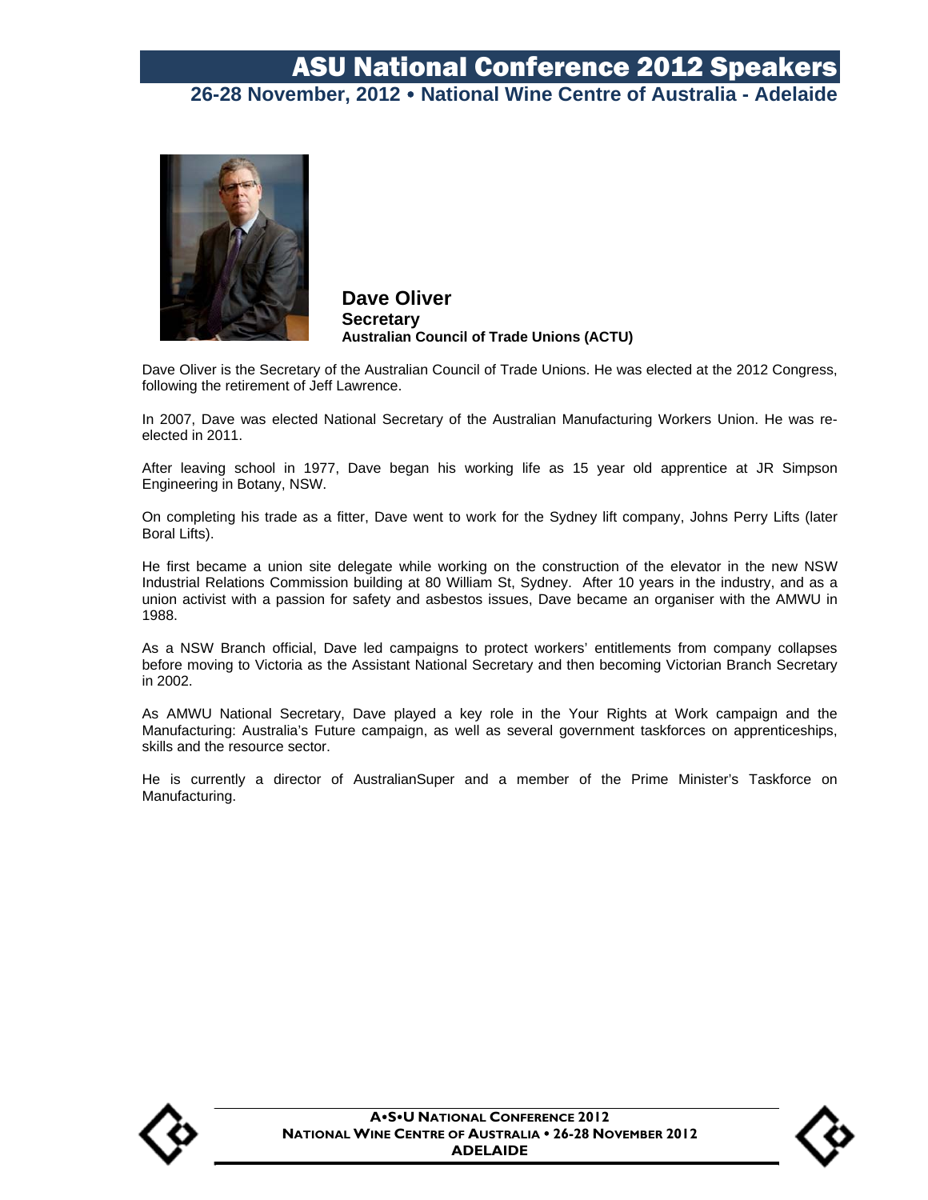# Dave Oliver

**Secretary**

**Australian Council of Trade Unions (ACTU)**

Dave Oliver is the Secretary of the Australian Council of Trade Unions. He was elected at the 2012 Congress, following the retirement of Jeff Lawrence.

In 2007, Dave was elected National Secretary of the Australian Manufacturing Workers Union. He was re-elected in 2011.

After leaving school in 1977, Dave began his working life as 15 year old apprentice at JR Simpson Engineering in Botany, NSW.

On completing his trade as a fitter, Dave went to work for the Sydney lift company, Johns Perry Lifts (later Boral Lifts).

He first became a union site delegate while working on the construction of the elevator in the new NSW Industrial Relations Commission building at 80 William St, Sydney. After 10 years in the industry, and as a union activist with a passion for safety and asbestos issues, Dave became an organiser with the AMWU in 1988.

As a NSW Branch official, Dave led campaigns to protect workers' entitlements from company collapses before moving to Victoria as the Assistant National Secretary and then becoming Victorian Branch Secretary in 2002.

As AMWU National Secretary, Dave played a key role in the Your Rights at Work campaign and the Manufacturing: Australia's Future campaign, as well as several government taskforces on apprenticeships, skills and the resource sector.

He is currently a director of AustralianSuper and a member of the Prime Minister's Taskforce on Manufacturing.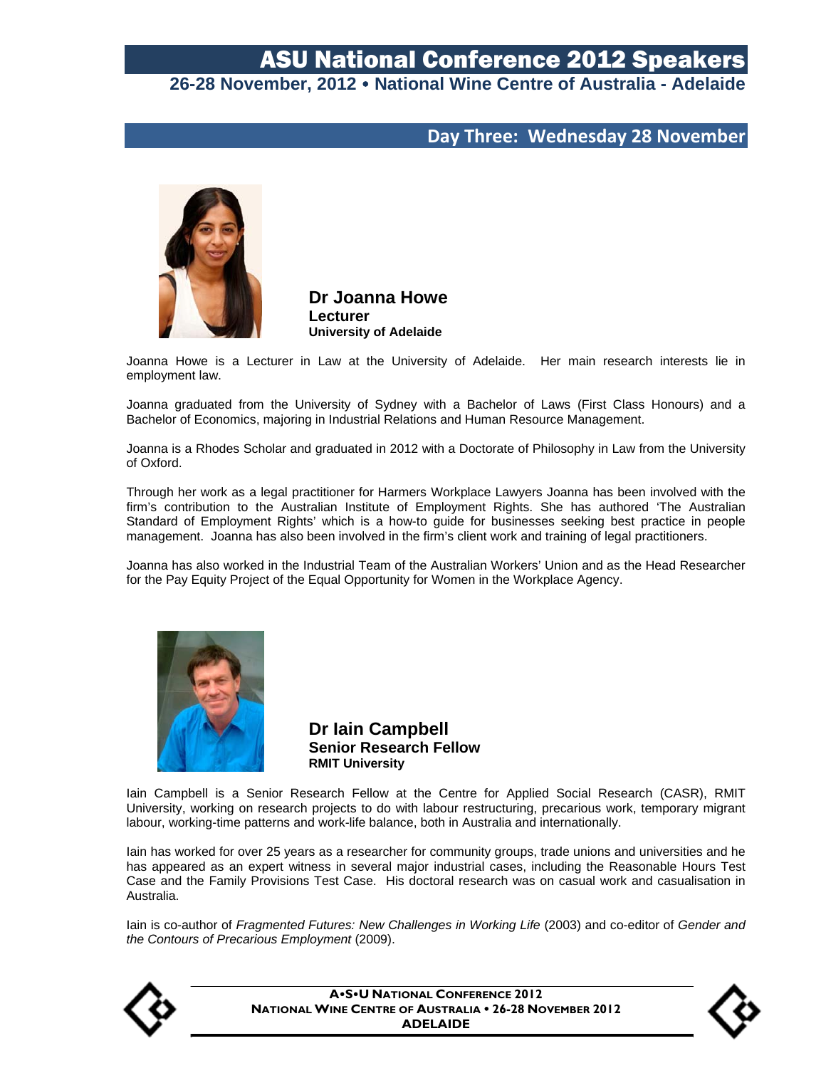# ASU National Conference 2012 Speakers

**26-28 November, 2012 • National Wine Centre of Australia - Adelaide**

## Day Three: Wednesday 28 November

### Dr Joanna Howe
**Lecturer**
**University of Adelaide**

Joanna Howe is a Lecturer in Law at the University of Adelaide. Her main research interests lie in employment law.

Joanna graduated from the University of Sydney with a Bachelor of Laws (First Class Honours) and a Bachelor of Economics, majoring in Industrial Relations and Human Resource Management.

Joanna is a Rhodes Scholar and graduated in 2012 with a Doctorate of Philosophy in Law from the University of Oxford.

Through her work as a legal practitioner for Harmers Workplace Lawyers Joanna has been involved with the firm's contribution to the Australian Institute of Employment Rights. She has authored 'The Australian Standard of Employment Rights' which is a how-to guide for businesses seeking best practice in people management. Joanna has also been involved in the firm's client work and training of legal practitioners.

Joanna has also worked in the Industrial Team of the Australian Workers' Union and as the Head Researcher for the Pay Equity Project of the Equal Opportunity for Women in the Workplace Agency.

### Dr Iain Campbell
**Senior Research Fellow**
**RMIT University**

Iain Campbell is a Senior Research Fellow at the Centre for Applied Social Research (CASR), RMIT University, working on research projects to do with labour restructuring, precarious work, temporary migrant labour, working-time patterns and work-life balance, both in Australia and internationally.

Iain has worked for over 25 years as a researcher for community groups, trade unions and universities and he has appeared as an expert witness in several major industrial cases, including the Reasonable Hours Test Case and the Family Provisions Test Case. His doctoral research was on casual work and casualisation in Australia.

Iain is co-author of *Fragmented Futures: New Challenges in Working Life* (2003) and co-editor of *Gender and the Contours of Precarious Employment* (2009).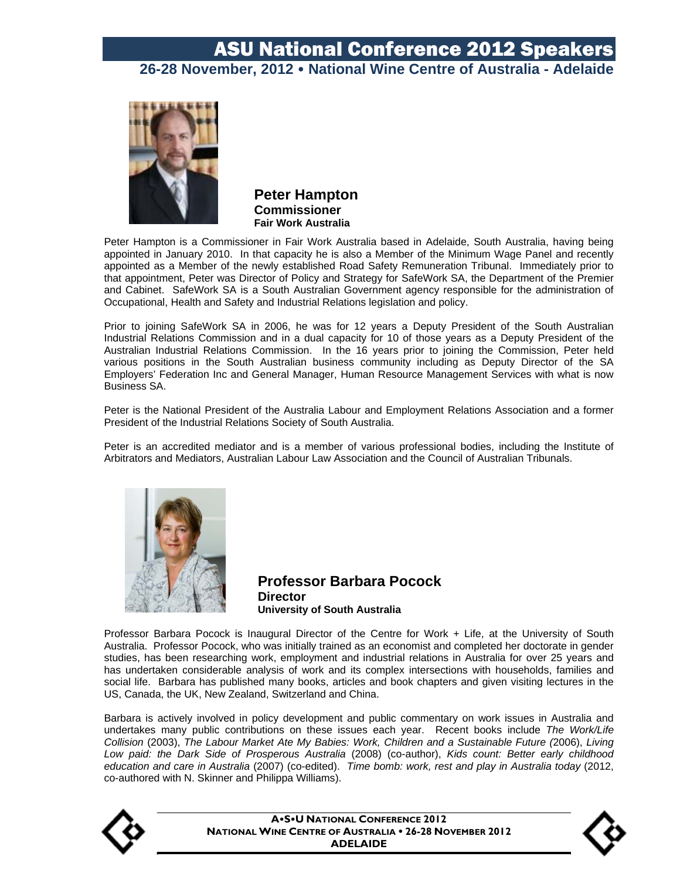## Peter Hampton
**Commissioner**
**Fair Work Australia**

Peter Hampton is a Commissioner in Fair Work Australia based in Adelaide, South Australia, having being appointed in January 2010. In that capacity he is also a Member of the Minimum Wage Panel and recently appointed as a Member of the newly established Road Safety Remuneration Tribunal. Immediately prior to that appointment, Peter was Director of Policy and Strategy for SafeWork SA, the Department of the Premier and Cabinet. SafeWork SA is a South Australian Government agency responsible for the administration of Occupational, Health and Safety and Industrial Relations legislation and policy.

Prior to joining SafeWork SA in 2006, he was for 12 years a Deputy President of the South Australian Industrial Relations Commission and in a dual capacity for 10 of those years as a Deputy President of the Australian Industrial Relations Commission. In the 16 years prior to joining the Commission, Peter held various positions in the South Australian business community including as Deputy Director of the SA Employers' Federation Inc and General Manager, Human Resource Management Services with what is now Business SA.

Peter is the National President of the Australia Labour and Employment Relations Association and a former President of the Industrial Relations Society of South Australia.

Peter is an accredited mediator and is a member of various professional bodies, including the Institute of Arbitrators and Mediators, Australian Labour Law Association and the Council of Australian Tribunals.

## Professor Barbara Pocock
**Director**
**University of South Australia**

Professor Barbara Pocock is Inaugural Director of the Centre for Work + Life, at the University of South Australia. Professor Pocock, who was initially trained as an economist and completed her doctorate in gender studies, has been researching work, employment and industrial relations in Australia for over 25 years and has undertaken considerable analysis of work and its complex intersections with households, families and social life. Barbara has published many books, articles and book chapters and given visiting lectures in the US, Canada, the UK, New Zealand, Switzerland and China.

Barbara is actively involved in policy development and public commentary on work issues in Australia and undertakes many public contributions on these issues each year. Recent books include *The Work/Life Collision* (2003), *The Labour Market Ate My Babies: Work, Children and a Sustainable Future (*2006), *Living Low paid: the Dark Side of Prosperous Australia* (2008) (co-author), *Kids count: Better early childhood education and care in Australia* (2007) (co-edited). *Time bomb: work, rest and play in Australia today* (2012, co-authored with N. Skinner and Philippa Williams).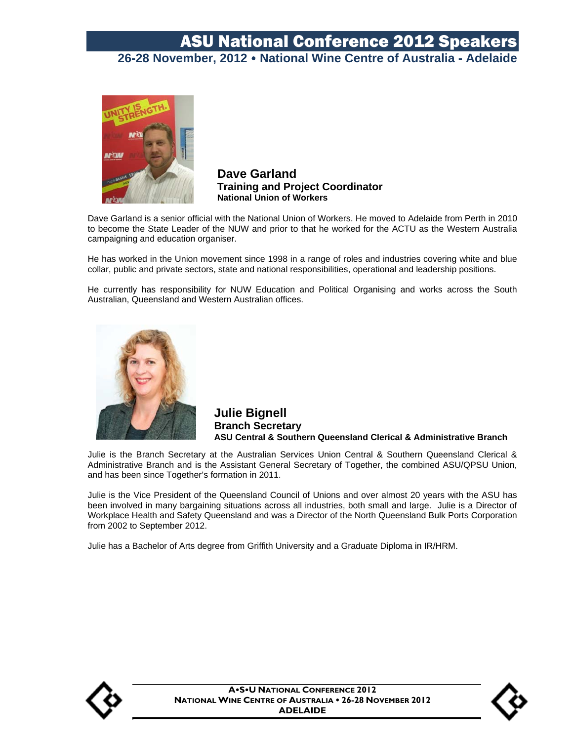## Dave Garland

**Training and Project Coordinator**

**National Union of Workers**

Dave Garland is a senior official with the National Union of Workers. He moved to Adelaide from Perth in 2010 to become the State Leader of the NUW and prior to that he worked for the ACTU as the Western Australia campaigning and education organiser.

He has worked in the Union movement since 1998 in a range of roles and industries covering white and blue collar, public and private sectors, state and national responsibilities, operational and leadership positions.

He currently has responsibility for NUW Education and Political Organising and works across the South Australian, Queensland and Western Australian offices.

## Julie Bignell

**Branch Secretary**

**ASU Central & Southern Queensland Clerical & Administrative Branch**

Julie is the Branch Secretary at the Australian Services Union Central & Southern Queensland Clerical & Administrative Branch and is the Assistant General Secretary of Together, the combined ASU/QPSU Union, and has been since Together's formation in 2011.

Julie is the Vice President of the Queensland Council of Unions and over almost 20 years with the ASU has been involved in many bargaining situations across all industries, both small and large. Julie is a Director of Workplace Health and Safety Queensland and was a Director of the North Queensland Bulk Ports Corporation from 2002 to September 2012.

Julie has a Bachelor of Arts degree from Griffith University and a Graduate Diploma in IR/HRM.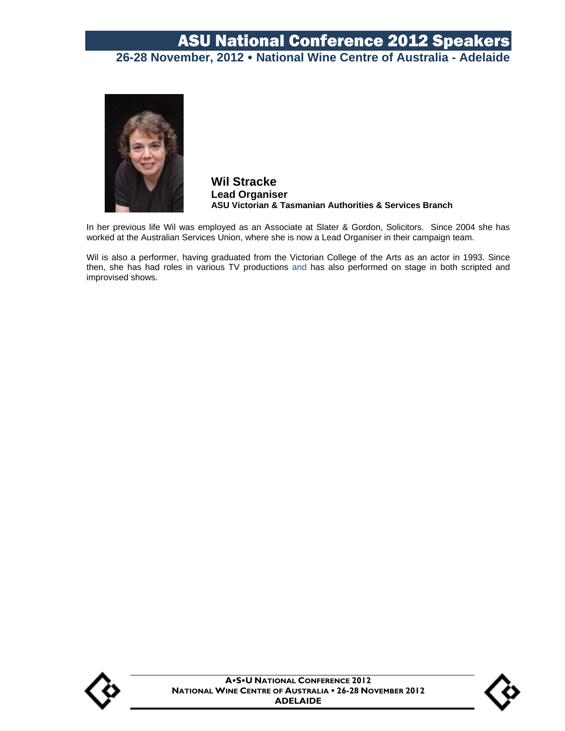**Wil Stracke**
**Lead Organiser**
**ASU Victorian & Tasmanian Authorities & Services Branch**

In her previous life Wil was employed as an Associate at Slater & Gordon, Solicitors. Since 2004 she has worked at the Australian Services Union, where she is now a Lead Organiser in their campaign team.

Wil is also a performer, having graduated from the Victorian College of the Arts as an actor in 1993. Since then, she has had roles in various TV productions and has also performed on stage in both scripted and improvised shows.